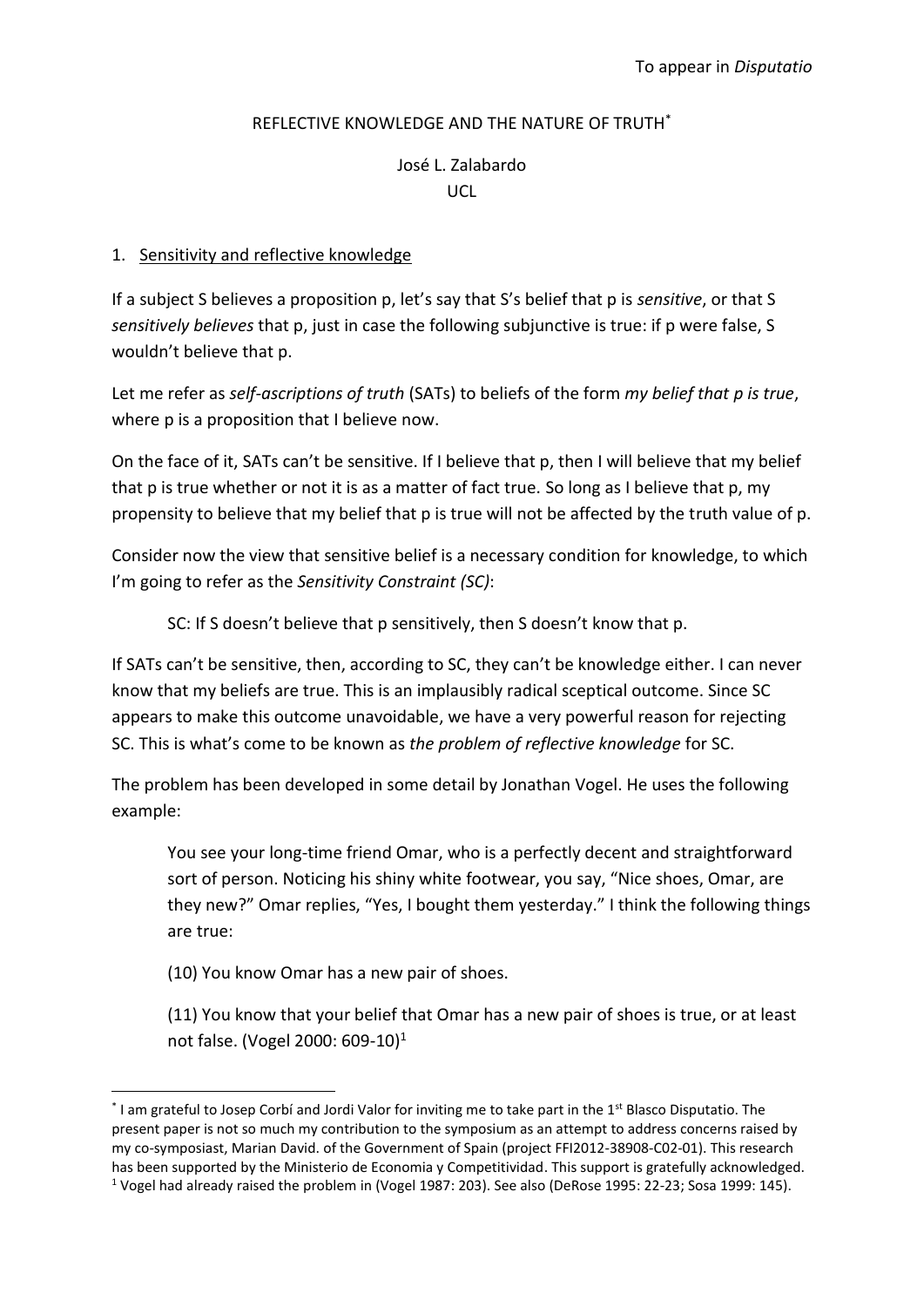To appear in *Disputatio*

# REFLECTIVE KNOWLEDGE AND THE NATURE OF TRUTH[*]

José L. Zalabardo
UCL

## 1. Sensitivity and reflective knowledge

If a subject S believes a proposition p, let's say that S's belief that p is *sensitive*, or that S *sensitively believes* that p, just in case the following subjunctive is true: if p were false, S wouldn't believe that p.

Let me refer as *self-ascriptions of truth* (SATs) to beliefs of the form *my belief that p is true*, where p is a proposition that I believe now.

On the face of it, SATs can't be sensitive. If I believe that p, then I will believe that my belief that p is true whether or not it is as a matter of fact true. So long as I believe that p, my propensity to believe that my belief that p is true will not be affected by the truth value of p.

Consider now the view that sensitive belief is a necessary condition for knowledge, to which I'm going to refer as the *Sensitivity Constraint (SC)*:

> SC: If S doesn't believe that p sensitively, then S doesn't know that p.

If SATs can't be sensitive, then, according to SC, they can't be knowledge either. I can never know that my beliefs are true. This is an implausibly radical sceptical outcome. Since SC appears to make this outcome unavoidable, we have a very powerful reason for rejecting SC. This is what's come to be known as *the problem of reflective knowledge* for SC.

The problem has been developed in some detail by Jonathan Vogel. He uses the following example:

> You see your long-time friend Omar, who is a perfectly decent and straightforward sort of person. Noticing his shiny white footwear, you say, "Nice shoes, Omar, are they new?" Omar replies, "Yes, I bought them yesterday." I think the following things are true:
>
> (10) You know Omar has a new pair of shoes.
>
> (11) You know that your belief that Omar has a new pair of shoes is true, or at least not false. (Vogel 2000: 609-10)[1]

---

[*] I am grateful to Josep Corbí and Jordi Valor for inviting me to take part in the 1st Blasco Disputatio. The present paper is not so much my contribution to the symposium as an attempt to address concerns raised by my co-symposiast, Marian David. of the Government of Spain (project FFI2012-38908-C02-01). This research has been supported by the Ministerio de Economia y Competitividad. This support is gratefully acknowledged.

[1] Vogel had already raised the problem in (Vogel 1987: 203). See also (DeRose 1995: 22-23; Sosa 1999: 145).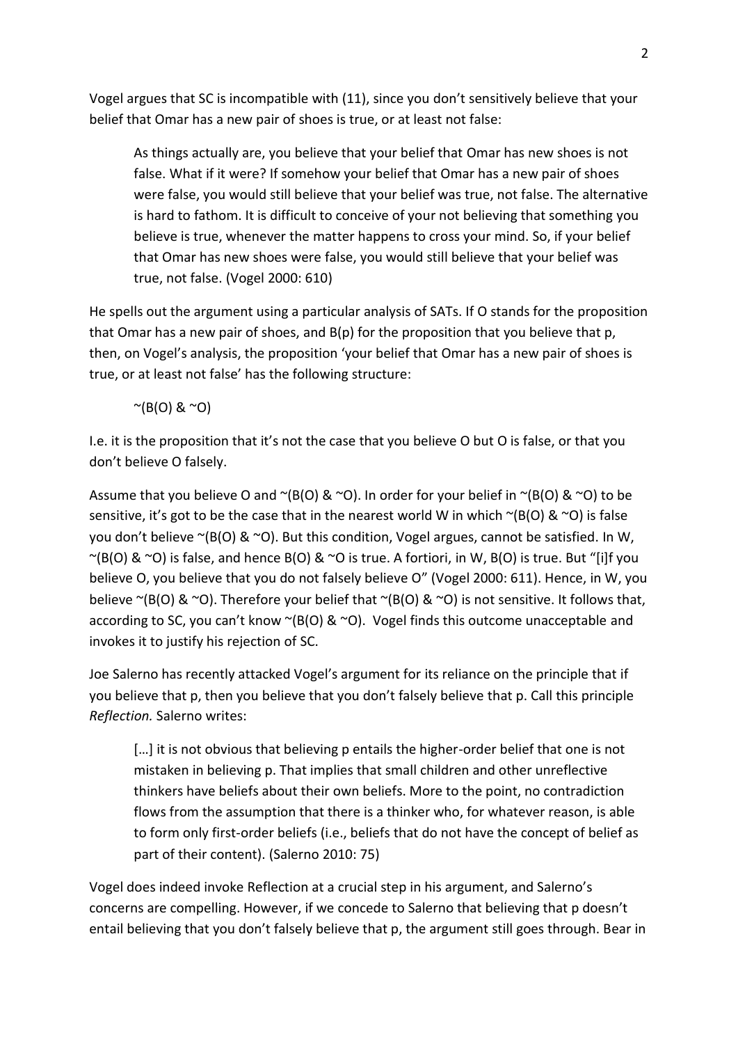Vogel argues that SC is incompatible with (11), since you don't sensitively believe that your belief that Omar has a new pair of shoes is true, or at least not false:

> As things actually are, you believe that your belief that Omar has new shoes is not false. What if it were? If somehow your belief that Omar has a new pair of shoes were false, you would still believe that your belief was true, not false. The alternative is hard to fathom. It is difficult to conceive of your not believing that something you believe is true, whenever the matter happens to cross your mind. So, if your belief that Omar has new shoes were false, you would still believe that your belief was true, not false. (Vogel 2000: 610)

He spells out the argument using a particular analysis of SATs. If O stands for the proposition that Omar has a new pair of shoes, and B(p) for the proposition that you believe that p, then, on Vogel's analysis, the proposition 'your belief that Omar has a new pair of shoes is true, or at least not false' has the following structure:

$$\sim(B(O) \,\&\, \sim O)$$

I.e. it is the proposition that it's not the case that you believe O but O is false, or that you don't believe O falsely.

Assume that you believe O and ~(B(O) & ~O). In order for your belief in ~(B(O) & ~O) to be sensitive, it's got to be the case that in the nearest world W in which ~(B(O) & ~O) is false you don't believe ~(B(O) & ~O). But this condition, Vogel argues, cannot be satisfied. In W, ~(B(O) & ~O) is false, and hence B(O) & ~O is true. A fortiori, in W, B(O) is true. But "[i]f you believe O, you believe that you do not falsely believe O" (Vogel 2000: 611). Hence, in W, you believe ~(B(O) & ~O). Therefore your belief that ~(B(O) & ~O) is not sensitive. It follows that, according to SC, you can't know ~(B(O) & ~O). Vogel finds this outcome unacceptable and invokes it to justify his rejection of SC.

Joe Salerno has recently attacked Vogel's argument for its reliance on the principle that if you believe that p, then you believe that you don't falsely believe that p. Call this principle *Reflection.* Salerno writes:

> […] it is not obvious that believing p entails the higher-order belief that one is not mistaken in believing p. That implies that small children and other unreflective thinkers have beliefs about their own beliefs. More to the point, no contradiction flows from the assumption that there is a thinker who, for whatever reason, is able to form only first-order beliefs (i.e., beliefs that do not have the concept of belief as part of their content). (Salerno 2010: 75)

Vogel does indeed invoke Reflection at a crucial step in his argument, and Salerno's concerns are compelling. However, if we concede to Salerno that believing that p doesn't entail believing that you don't falsely believe that p, the argument still goes through. Bear in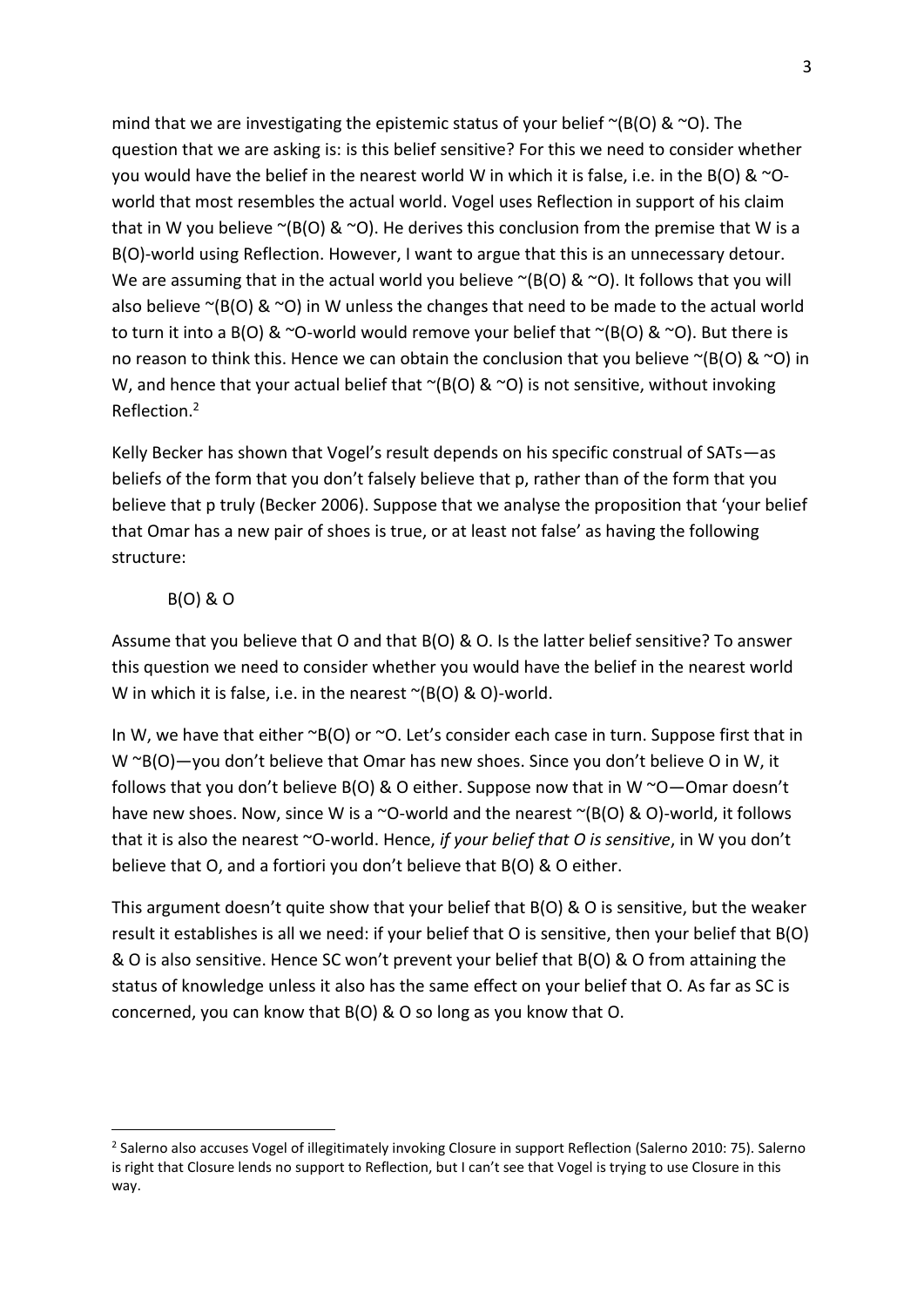mind that we are investigating the epistemic status of your belief ~(B(O) & ~O). The question that we are asking is: is this belief sensitive? For this we need to consider whether you would have the belief in the nearest world W in which it is false, i.e. in the B(O) & ~O-world that most resembles the actual world. Vogel uses Reflection in support of his claim that in W you believe ~(B(O) & ~O). He derives this conclusion from the premise that W is a B(O)-world using Reflection. However, I want to argue that this is an unnecessary detour. We are assuming that in the actual world you believe ~(B(O) & ~O). It follows that you will also believe ~(B(O) & ~O) in W unless the changes that need to be made to the actual world to turn it into a B(O) & ~O-world would remove your belief that ~(B(O) & ~O). But there is no reason to think this. Hence we can obtain the conclusion that you believe ~(B(O) & ~O) in W, and hence that your actual belief that ~(B(O) & ~O) is not sensitive, without invoking Reflection.[2]

Kelly Becker has shown that Vogel's result depends on his specific construal of SATs—as beliefs of the form that you don't falsely believe that p, rather than of the form that you believe that p truly (Becker 2006). Suppose that we analyse the proposition that 'your belief that Omar has a new pair of shoes is true, or at least not false' as having the following structure:

B(O) & O

Assume that you believe that O and that B(O) & O. Is the latter belief sensitive? To answer this question we need to consider whether you would have the belief in the nearest world W in which it is false, i.e. in the nearest ~(B(O) & O)-world.

In W, we have that either ~B(O) or ~O. Let's consider each case in turn. Suppose first that in W ~B(O)—you don't believe that Omar has new shoes. Since you don't believe O in W, it follows that you don't believe B(O) & O either. Suppose now that in W ~O—Omar doesn't have new shoes. Now, since W is a ~O-world and the nearest ~(B(O) & O)-world, it follows that it is also the nearest ~O-world. Hence, *if your belief that O is sensitive*, in W you don't believe that O, and a fortiori you don't believe that B(O) & O either.

This argument doesn't quite show that your belief that B(O) & O is sensitive, but the weaker result it establishes is all we need: if your belief that O is sensitive, then your belief that B(O) & O is also sensitive. Hence SC won't prevent your belief that B(O) & O from attaining the status of knowledge unless it also has the same effect on your belief that O. As far as SC is concerned, you can know that B(O) & O so long as you know that O.

[2] Salerno also accuses Vogel of illegitimately invoking Closure in support Reflection (Salerno 2010: 75). Salerno is right that Closure lends no support to Reflection, but I can't see that Vogel is trying to use Closure in this way.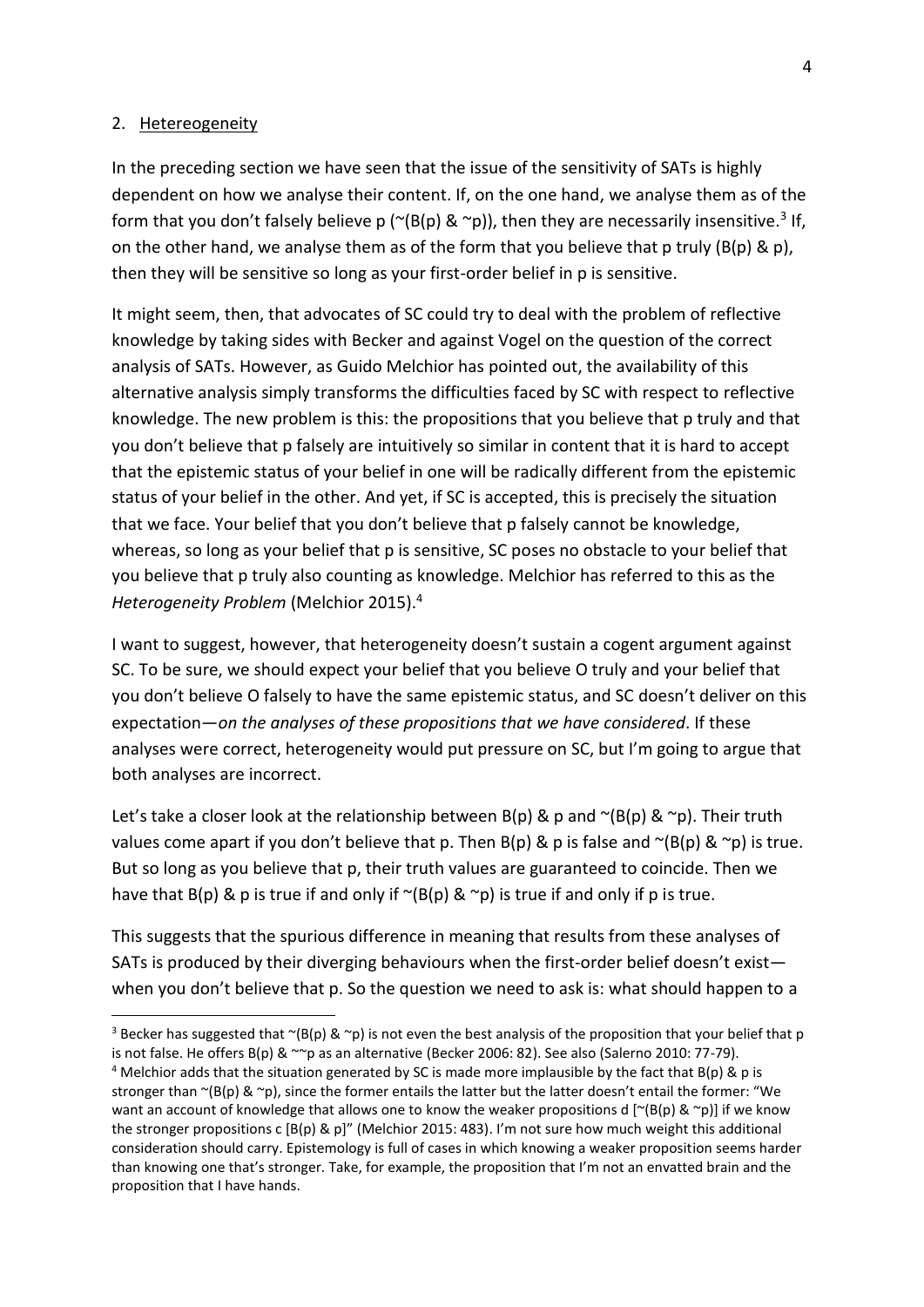## 2. Hetereogeneity

In the preceding section we have seen that the issue of the sensitivity of SATs is highly dependent on how we analyse their content. If, on the one hand, we analyse them as of the form that you don't falsely believe p (~(B(p) & ~p)), then they are necessarily insensitive.[3] If, on the other hand, we analyse them as of the form that you believe that p truly (B(p) & p), then they will be sensitive so long as your first-order belief in p is sensitive.

It might seem, then, that advocates of SC could try to deal with the problem of reflective knowledge by taking sides with Becker and against Vogel on the question of the correct analysis of SATs. However, as Guido Melchior has pointed out, the availability of this alternative analysis simply transforms the difficulties faced by SC with respect to reflective knowledge. The new problem is this: the propositions that you believe that p truly and that you don't believe that p falsely are intuitively so similar in content that it is hard to accept that the epistemic status of your belief in one will be radically different from the epistemic status of your belief in the other. And yet, if SC is accepted, this is precisely the situation that we face. Your belief that you don't believe that p falsely cannot be knowledge, whereas, so long as your belief that p is sensitive, SC poses no obstacle to your belief that you believe that p truly also counting as knowledge. Melchior has referred to this as the *Heterogeneity Problem* (Melchior 2015).[4]

I want to suggest, however, that heterogeneity doesn't sustain a cogent argument against SC. To be sure, we should expect your belief that you believe O truly and your belief that you don't believe O falsely to have the same epistemic status, and SC doesn't deliver on this expectation—*on the analyses of these propositions that we have considered*. If these analyses were correct, heterogeneity would put pressure on SC, but I'm going to argue that both analyses are incorrect.

Let's take a closer look at the relationship between B(p) & p and ~(B(p) & ~p). Their truth values come apart if you don't believe that p. Then B(p) & p is false and ~(B(p) & ~p) is true. But so long as you believe that p, their truth values are guaranteed to coincide. Then we have that B(p) & p is true if and only if ~(B(p) & ~p) is true if and only if p is true.

This suggests that the spurious difference in meaning that results from these analyses of SATs is produced by their diverging behaviours when the first-order belief doesn't exist—when you don't believe that p. So the question we need to ask is: what should happen to a

---

[3] Becker has suggested that ~(B(p) & ~p) is not even the best analysis of the proposition that your belief that p is not false. He offers B(p) & ~~p as an alternative (Becker 2006: 82). See also (Salerno 2010: 77-79).

[4] Melchior adds that the situation generated by SC is made more implausible by the fact that B(p) & p is stronger than ~(B(p) & ~p), since the former entails the latter but the latter doesn't entail the former: "We want an account of knowledge that allows one to know the weaker propositions d [~(B(p) & ~p)] if we know the stronger propositions c [B(p) & p]" (Melchior 2015: 483). I'm not sure how much weight this additional consideration should carry. Epistemology is full of cases in which knowing a weaker proposition seems harder than knowing one that's stronger. Take, for example, the proposition that I'm not an envatted brain and the proposition that I have hands.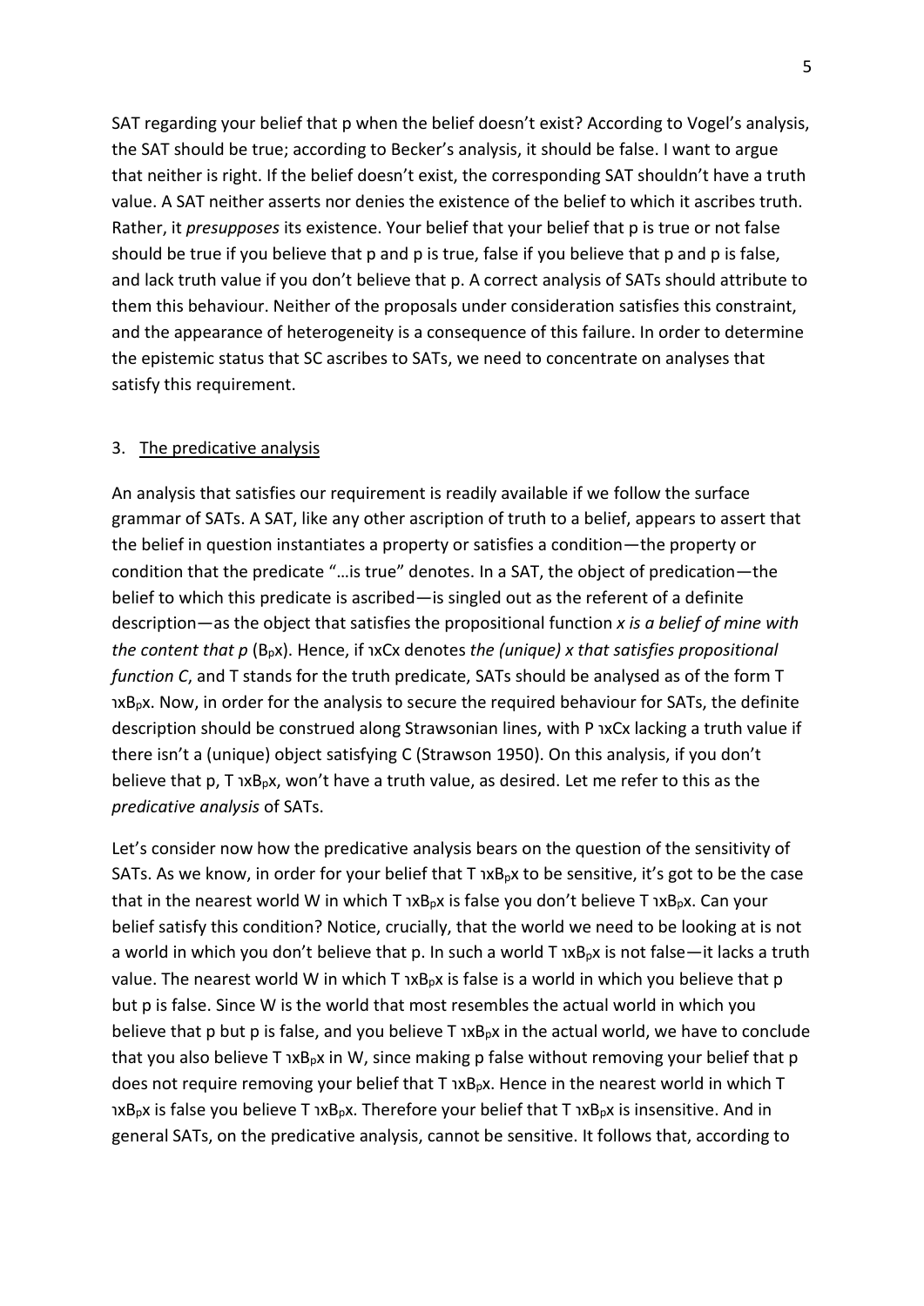SAT regarding your belief that p when the belief doesn't exist? According to Vogel's analysis, the SAT should be true; according to Becker's analysis, it should be false. I want to argue that neither is right. If the belief doesn't exist, the corresponding SAT shouldn't have a truth value. A SAT neither asserts nor denies the existence of the belief to which it ascribes truth. Rather, it *presupposes* its existence. Your belief that your belief that p is true or not false should be true if you believe that p and p is true, false if you believe that p and p is false, and lack truth value if you don't believe that p. A correct analysis of SATs should attribute to them this behaviour. Neither of the proposals under consideration satisfies this constraint, and the appearance of heterogeneity is a consequence of this failure. In order to determine the epistemic status that SC ascribes to SATs, we need to concentrate on analyses that satisfy this requirement.

## 3. The predicative analysis

An analysis that satisfies our requirement is readily available if we follow the surface grammar of SATs. A SAT, like any other ascription of truth to a belief, appears to assert that the belief in question instantiates a property or satisfies a condition—the property or condition that the predicate "…is true" denotes. In a SAT, the object of predication—the belief to which this predicate is ascribed—is singled out as the referent of a definite description—as the object that satisfies the propositional function *x is a belief of mine with the content that p* ($B_p x$). Hence, if $\iota x C x$ denotes *the (unique) x that satisfies propositional function C*, and T stands for the truth predicate, SATs should be analysed as of the form $T\ \iota x B_p x$. Now, in order for the analysis to secure the required behaviour for SATs, the definite description should be construed along Strawsonian lines, with $P\ \iota x C x$ lacking a truth value if there isn't a (unique) object satisfying C (Strawson 1950). On this analysis, if you don't believe that p, $T\ \iota x B_p x$, won't have a truth value, as desired. Let me refer to this as the *predicative analysis* of SATs.

Let's consider now how the predicative analysis bears on the question of the sensitivity of SATs. As we know, in order for your belief that $T\ \iota x B_p x$ to be sensitive, it's got to be the case that in the nearest world W in which $T\ \iota x B_p x$ is false you don't believe $T\ \iota x B_p x$. Can your belief satisfy this condition? Notice, crucially, that the world we need to be looking at is not a world in which you don't believe that p. In such a world $T\ \iota x B_p x$ is not false—it lacks a truth value. The nearest world W in which $T\ \iota x B_p x$ is false is a world in which you believe that p but p is false. Since W is the world that most resembles the actual world in which you believe that p but p is false, and you believe $T\ \iota x B_p x$ in the actual world, we have to conclude that you also believe $T\ \iota x B_p x$ in W, since making p false without removing your belief that p does not require removing your belief that $T\ \iota x B_p x$. Hence in the nearest world in which $T\ \iota x B_p x$ is false you believe $T\ \iota x B_p x$. Therefore your belief that $T\ \iota x B_p x$ is insensitive. And in general SATs, on the predicative analysis, cannot be sensitive. It follows that, according to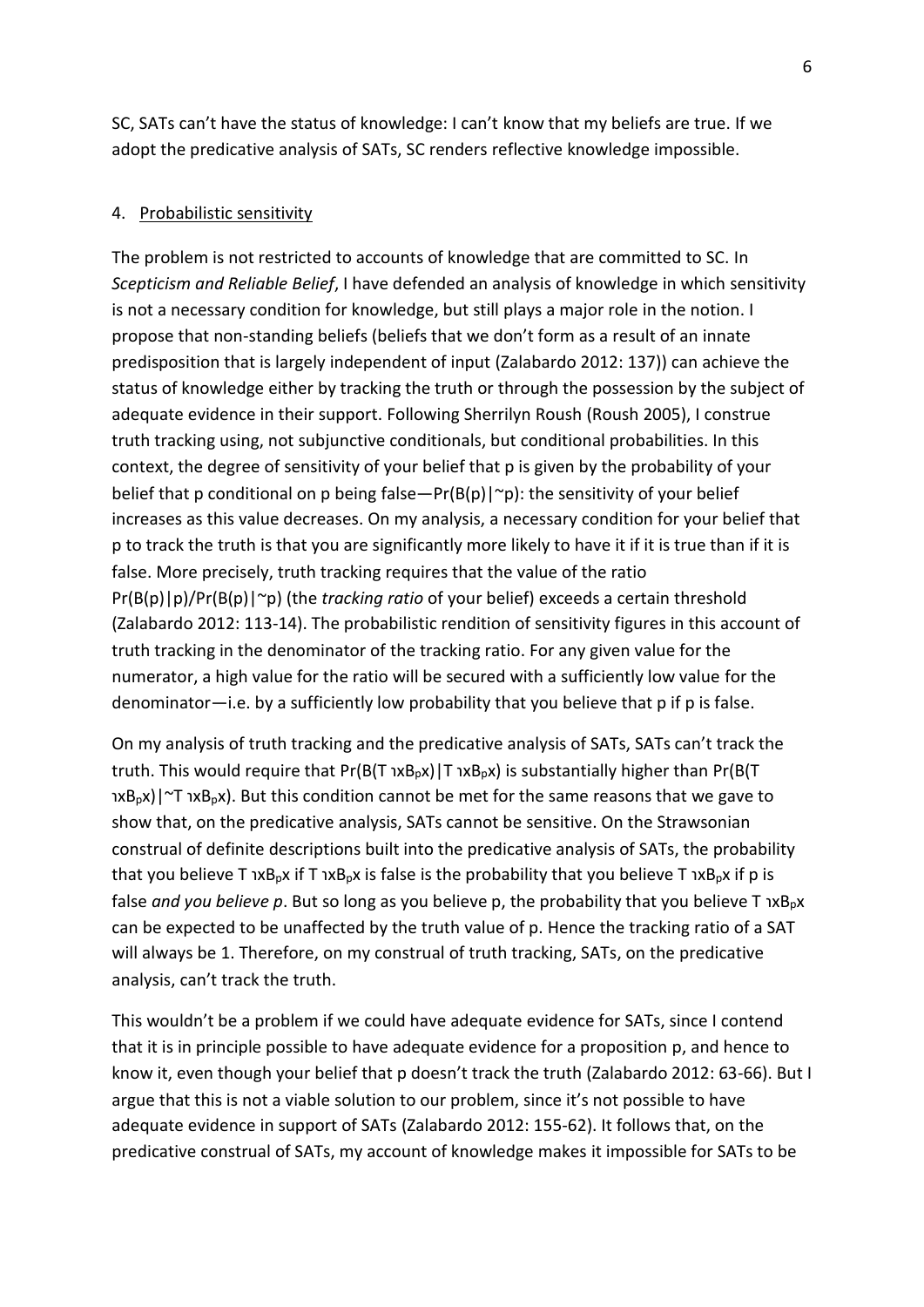SC, SATs can't have the status of knowledge: I can't know that my beliefs are true. If we adopt the predicative analysis of SATs, SC renders reflective knowledge impossible.

## 4. Probabilistic sensitivity

The problem is not restricted to accounts of knowledge that are committed to SC. In *Scepticism and Reliable Belief*, I have defended an analysis of knowledge in which sensitivity is not a necessary condition for knowledge, but still plays a major role in the notion. I propose that non-standing beliefs (beliefs that we don't form as a result of an innate predisposition that is largely independent of input (Zalabardo 2012: 137)) can achieve the status of knowledge either by tracking the truth or through the possession by the subject of adequate evidence in their support. Following Sherrilyn Roush (Roush 2005), I construe truth tracking using, not subjunctive conditionals, but conditional probabilities. In this context, the degree of sensitivity of your belief that p is given by the probability of your belief that p conditional on p being false—$Pr(B(p)|{\sim}p)$: the sensitivity of your belief increases as this value decreases. On my analysis, a necessary condition for your belief that p to track the truth is that you are significantly more likely to have it if it is true than if it is false. More precisely, truth tracking requires that the value of the ratio $Pr(B(p)|p)/Pr(B(p)|{\sim}p)$ (the *tracking ratio* of your belief) exceeds a certain threshold (Zalabardo 2012: 113-14). The probabilistic rendition of sensitivity figures in this account of truth tracking in the denominator of the tracking ratio. For any given value for the numerator, a high value for the ratio will be secured with a sufficiently low value for the denominator—i.e. by a sufficiently low probability that you believe that p if p is false.

On my analysis of truth tracking and the predicative analysis of SATs, SATs can't track the truth. This would require that $Pr(B(T\ \iota xB_px)|T\ \iota xB_px)$ is substantially higher than $Pr(B(T\ \iota xB_px)|{\sim}T\ \iota xB_px)$. But this condition cannot be met for the same reasons that we gave to show that, on the predicative analysis, SATs cannot be sensitive. On the Strawsonian construal of definite descriptions built into the predicative analysis of SATs, the probability that you believe $T\ \iota xB_px$ if $T\ \iota xB_px$ is false is the probability that you believe $T\ \iota xB_px$ if p is false *and you believe p*. But so long as you believe p, the probability that you believe $T\ \iota xB_px$ can be expected to be unaffected by the truth value of p. Hence the tracking ratio of a SAT will always be 1. Therefore, on my construal of truth tracking, SATs, on the predicative analysis, can't track the truth.

This wouldn't be a problem if we could have adequate evidence for SATs, since I contend that it is in principle possible to have adequate evidence for a proposition p, and hence to know it, even though your belief that p doesn't track the truth (Zalabardo 2012: 63-66). But I argue that this is not a viable solution to our problem, since it's not possible to have adequate evidence in support of SATs (Zalabardo 2012: 155-62). It follows that, on the predicative construal of SATs, my account of knowledge makes it impossible for SATs to be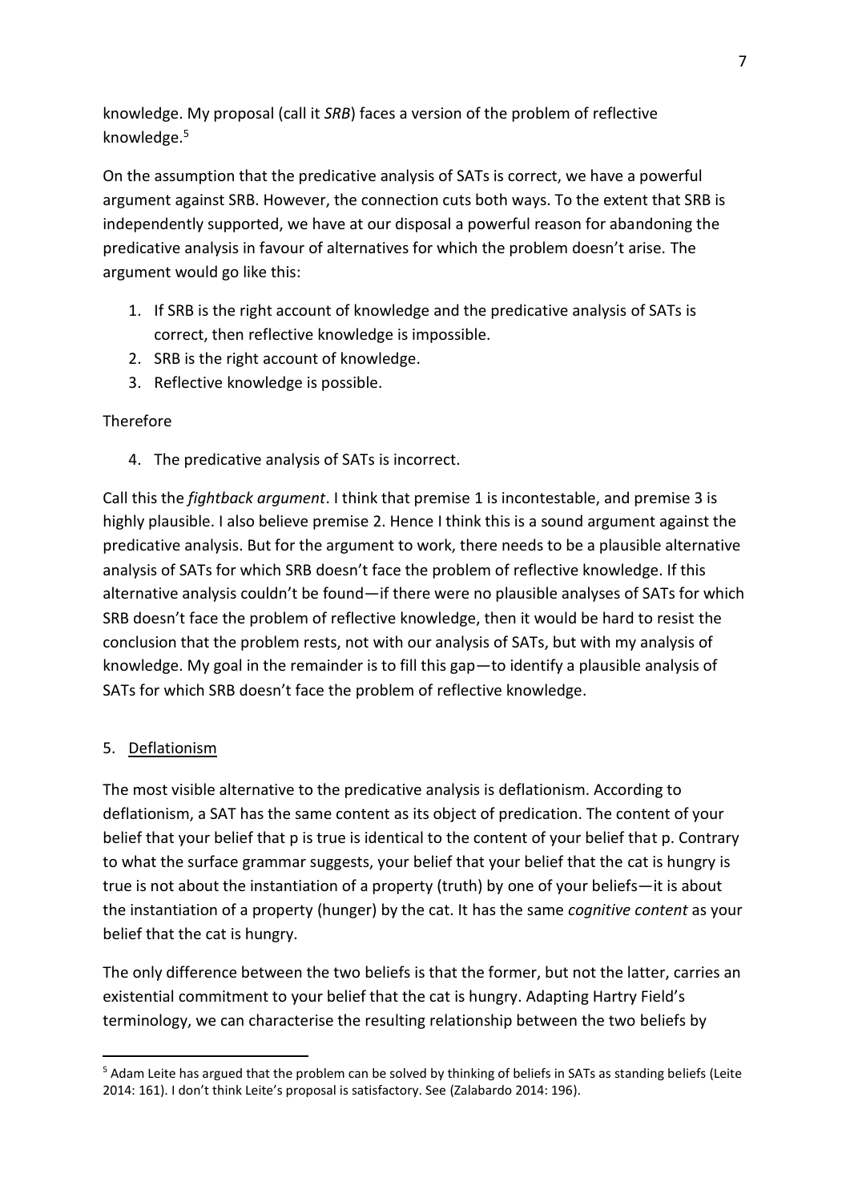knowledge. My proposal (call it *SRB*) faces a version of the problem of reflective knowledge.[5]

On the assumption that the predicative analysis of SATs is correct, we have a powerful argument against SRB. However, the connection cuts both ways. To the extent that SRB is independently supported, we have at our disposal a powerful reason for abandoning the predicative analysis in favour of alternatives for which the problem doesn't arise. The argument would go like this:

1. If SRB is the right account of knowledge and the predicative analysis of SATs is correct, then reflective knowledge is impossible.
2. SRB is the right account of knowledge.
3. Reflective knowledge is possible.

Therefore

4. The predicative analysis of SATs is incorrect.

Call this the *fightback argument*. I think that premise 1 is incontestable, and premise 3 is highly plausible. I also believe premise 2. Hence I think this is a sound argument against the predicative analysis. But for the argument to work, there needs to be a plausible alternative analysis of SATs for which SRB doesn't face the problem of reflective knowledge. If this alternative analysis couldn't be found—if there were no plausible analyses of SATs for which SRB doesn't face the problem of reflective knowledge, then it would be hard to resist the conclusion that the problem rests, not with our analysis of SATs, but with my analysis of knowledge. My goal in the remainder is to fill this gap—to identify a plausible analysis of SATs for which SRB doesn't face the problem of reflective knowledge.

## 5. Deflationism

The most visible alternative to the predicative analysis is deflationism. According to deflationism, a SAT has the same content as its object of predication. The content of your belief that your belief that p is true is identical to the content of your belief that p. Contrary to what the surface grammar suggests, your belief that your belief that the cat is hungry is true is not about the instantiation of a property (truth) by one of your beliefs—it is about the instantiation of a property (hunger) by the cat. It has the same *cognitive content* as your belief that the cat is hungry.

The only difference between the two beliefs is that the former, but not the latter, carries an existential commitment to your belief that the cat is hungry. Adapting Hartry Field's terminology, we can characterise the resulting relationship between the two beliefs by

[5] Adam Leite has argued that the problem can be solved by thinking of beliefs in SATs as standing beliefs (Leite 2014: 161). I don't think Leite's proposal is satisfactory. See (Zalabardo 2014: 196).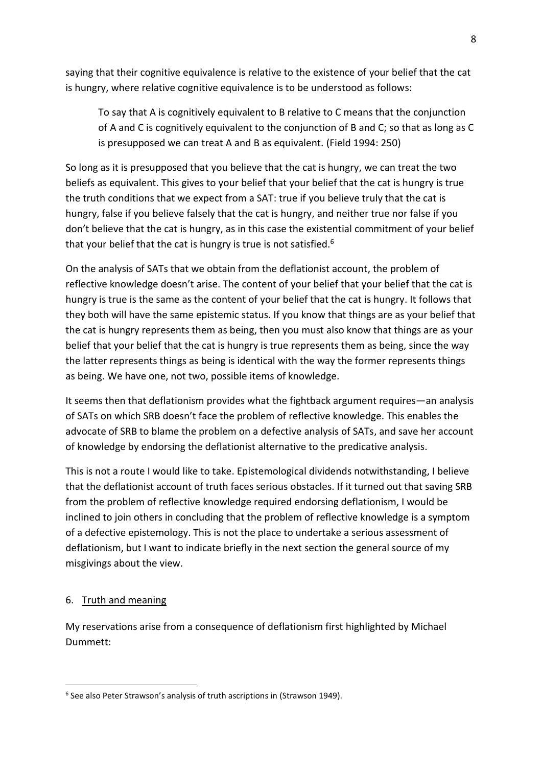saying that their cognitive equivalence is relative to the existence of your belief that the cat is hungry, where relative cognitive equivalence is to be understood as follows:

> To say that A is cognitively equivalent to B relative to C means that the conjunction of A and C is cognitively equivalent to the conjunction of B and C; so that as long as C is presupposed we can treat A and B as equivalent. (Field 1994: 250)

So long as it is presupposed that you believe that the cat is hungry, we can treat the two beliefs as equivalent. This gives to your belief that your belief that the cat is hungry is true the truth conditions that we expect from a SAT: true if you believe truly that the cat is hungry, false if you believe falsely that the cat is hungry, and neither true nor false if you don't believe that the cat is hungry, as in this case the existential commitment of your belief that your belief that the cat is hungry is true is not satisfied.[6]

On the analysis of SATs that we obtain from the deflationist account, the problem of reflective knowledge doesn't arise. The content of your belief that your belief that the cat is hungry is true is the same as the content of your belief that the cat is hungry. It follows that they both will have the same epistemic status. If you know that things are as your belief that the cat is hungry represents them as being, then you must also know that things are as your belief that your belief that the cat is hungry is true represents them as being, since the way the latter represents things as being is identical with the way the former represents things as being. We have one, not two, possible items of knowledge.

It seems then that deflationism provides what the fightback argument requires—an analysis of SATs on which SRB doesn't face the problem of reflective knowledge. This enables the advocate of SRB to blame the problem on a defective analysis of SATs, and save her account of knowledge by endorsing the deflationist alternative to the predicative analysis.

This is not a route I would like to take. Epistemological dividends notwithstanding, I believe that the deflationist account of truth faces serious obstacles. If it turned out that saving SRB from the problem of reflective knowledge required endorsing deflationism, I would be inclined to join others in concluding that the problem of reflective knowledge is a symptom of a defective epistemology. This is not the place to undertake a serious assessment of deflationism, but I want to indicate briefly in the next section the general source of my misgivings about the view.

## 6. Truth and meaning

My reservations arise from a consequence of deflationism first highlighted by Michael Dummett:

---

[6] See also Peter Strawson's analysis of truth ascriptions in (Strawson 1949).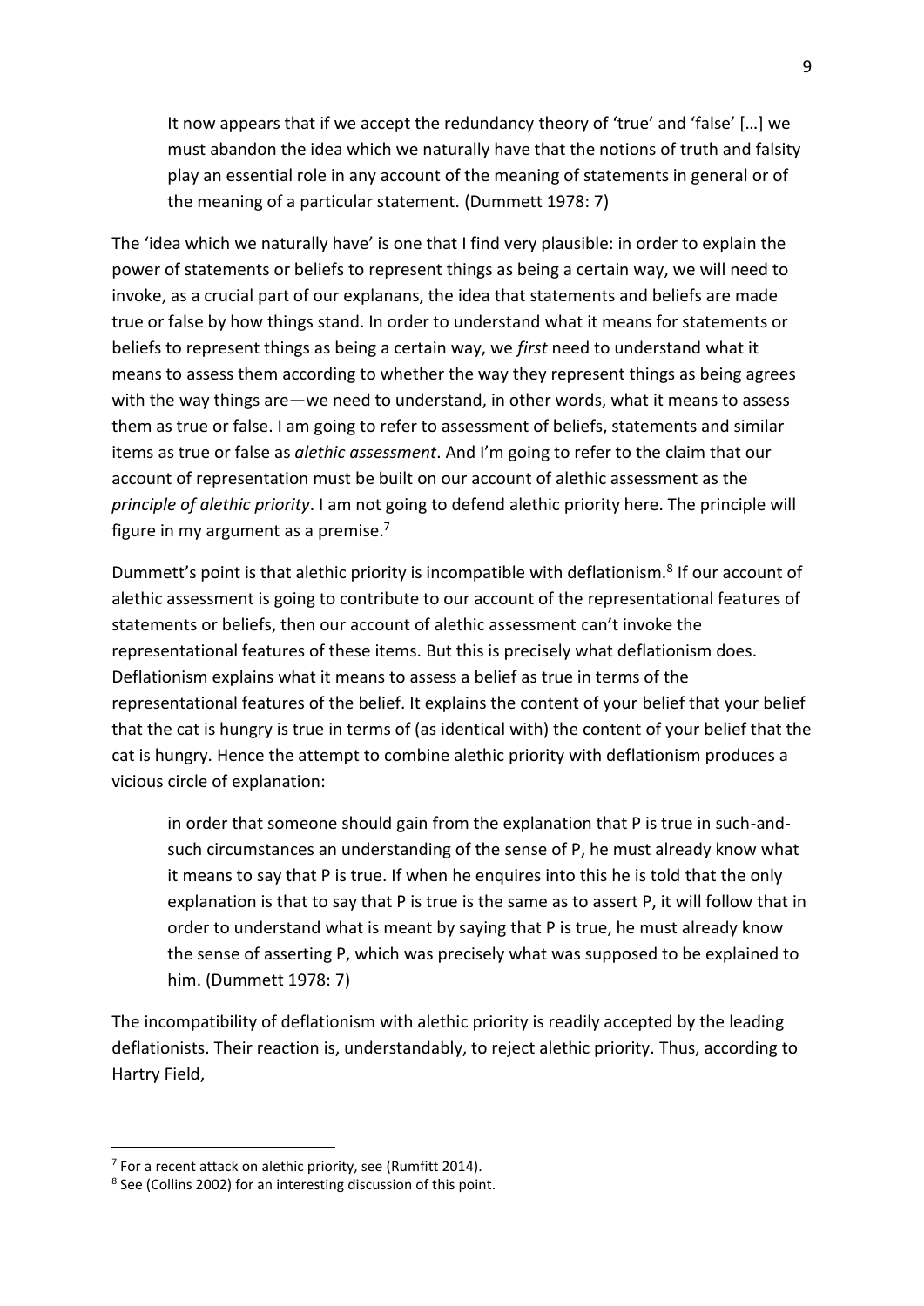> It now appears that if we accept the redundancy theory of 'true' and 'false' […] we must abandon the idea which we naturally have that the notions of truth and falsity play an essential role in any account of the meaning of statements in general or of the meaning of a particular statement. (Dummett 1978: 7)

The 'idea which we naturally have' is one that I find very plausible: in order to explain the power of statements or beliefs to represent things as being a certain way, we will need to invoke, as a crucial part of our explanans, the idea that statements and beliefs are made true or false by how things stand. In order to understand what it means for statements or beliefs to represent things as being a certain way, we *first* need to understand what it means to assess them according to whether the way they represent things as being agrees with the way things are—we need to understand, in other words, what it means to assess them as true or false. I am going to refer to assessment of beliefs, statements and similar items as true or false as *alethic assessment*. And I'm going to refer to the claim that our account of representation must be built on our account of alethic assessment as the *principle of alethic priority*. I am not going to defend alethic priority here. The principle will figure in my argument as a premise.[7]

Dummett's point is that alethic priority is incompatible with deflationism.[8] If our account of alethic assessment is going to contribute to our account of the representational features of statements or beliefs, then our account of alethic assessment can't invoke the representational features of these items. But this is precisely what deflationism does. Deflationism explains what it means to assess a belief as true in terms of the representational features of the belief. It explains the content of your belief that your belief that the cat is hungry is true in terms of (as identical with) the content of your belief that the cat is hungry. Hence the attempt to combine alethic priority with deflationism produces a vicious circle of explanation:

> in order that someone should gain from the explanation that P is true in such-and-such circumstances an understanding of the sense of P, he must already know what it means to say that P is true. If when he enquires into this he is told that the only explanation is that to say that P is true is the same as to assert P, it will follow that in order to understand what is meant by saying that P is true, he must already know the sense of asserting P, which was precisely what was supposed to be explained to him. (Dummett 1978: 7)

The incompatibility of deflationism with alethic priority is readily accepted by the leading deflationists. Their reaction is, understandably, to reject alethic priority. Thus, according to Hartry Field,

---

[7] For a recent attack on alethic priority, see (Rumfitt 2014).

[8] See (Collins 2002) for an interesting discussion of this point.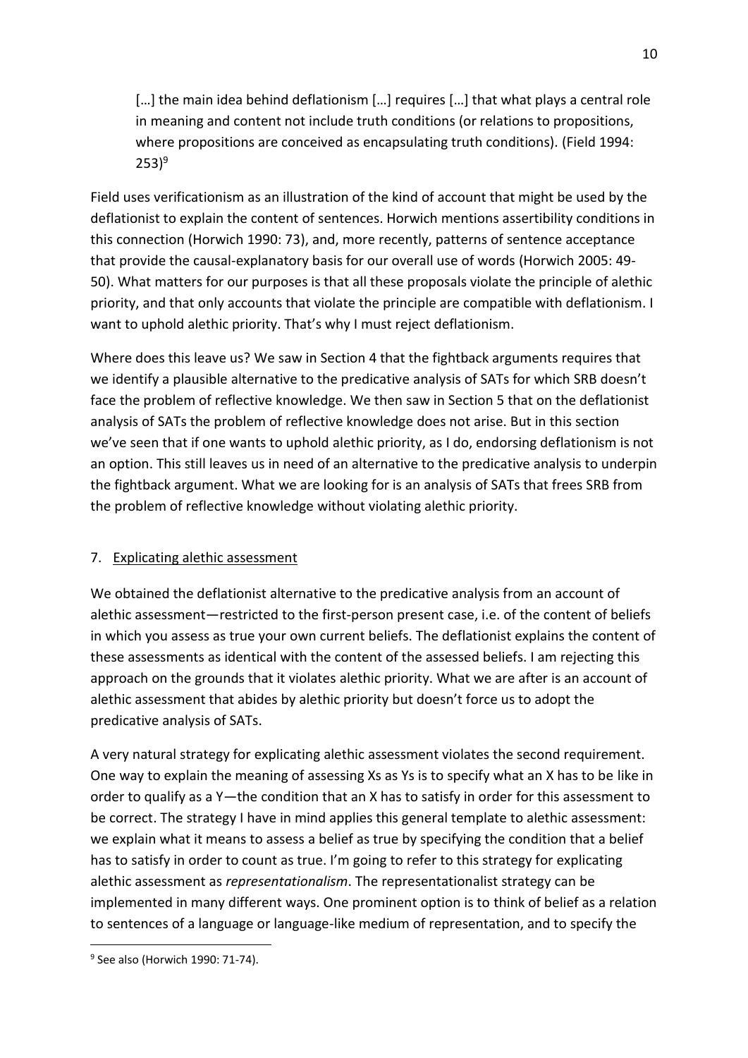> […] the main idea behind deflationism […] requires […] that what plays a central role in meaning and content not include truth conditions (or relations to propositions, where propositions are conceived as encapsulating truth conditions). (Field 1994: 253)[9]

Field uses verificationism as an illustration of the kind of account that might be used by the deflationist to explain the content of sentences. Horwich mentions assertibility conditions in this connection (Horwich 1990: 73), and, more recently, patterns of sentence acceptance that provide the causal-explanatory basis for our overall use of words (Horwich 2005: 49-50). What matters for our purposes is that all these proposals violate the principle of alethic priority, and that only accounts that violate the principle are compatible with deflationism. I want to uphold alethic priority. That's why I must reject deflationism.

Where does this leave us? We saw in Section 4 that the fightback arguments requires that we identify a plausible alternative to the predicative analysis of SATs for which SRB doesn't face the problem of reflective knowledge. We then saw in Section 5 that on the deflationist analysis of SATs the problem of reflective knowledge does not arise. But in this section we've seen that if one wants to uphold alethic priority, as I do, endorsing deflationism is not an option. This still leaves us in need of an alternative to the predicative analysis to underpin the fightback argument. What we are looking for is an analysis of SATs that frees SRB from the problem of reflective knowledge without violating alethic priority.

## 7. Explicating alethic assessment

We obtained the deflationist alternative to the predicative analysis from an account of alethic assessment—restricted to the first-person present case, i.e. of the content of beliefs in which you assess as true your own current beliefs. The deflationist explains the content of these assessments as identical with the content of the assessed beliefs. I am rejecting this approach on the grounds that it violates alethic priority. What we are after is an account of alethic assessment that abides by alethic priority but doesn't force us to adopt the predicative analysis of SATs.

A very natural strategy for explicating alethic assessment violates the second requirement. One way to explain the meaning of assessing Xs as Ys is to specify what an X has to be like in order to qualify as a Y—the condition that an X has to satisfy in order for this assessment to be correct. The strategy I have in mind applies this general template to alethic assessment: we explain what it means to assess a belief as true by specifying the condition that a belief has to satisfy in order to count as true. I'm going to refer to this strategy for explicating alethic assessment as *representationalism*. The representationalist strategy can be implemented in many different ways. One prominent option is to think of belief as a relation to sentences of a language or language-like medium of representation, and to specify the

[9] See also (Horwich 1990: 71-74).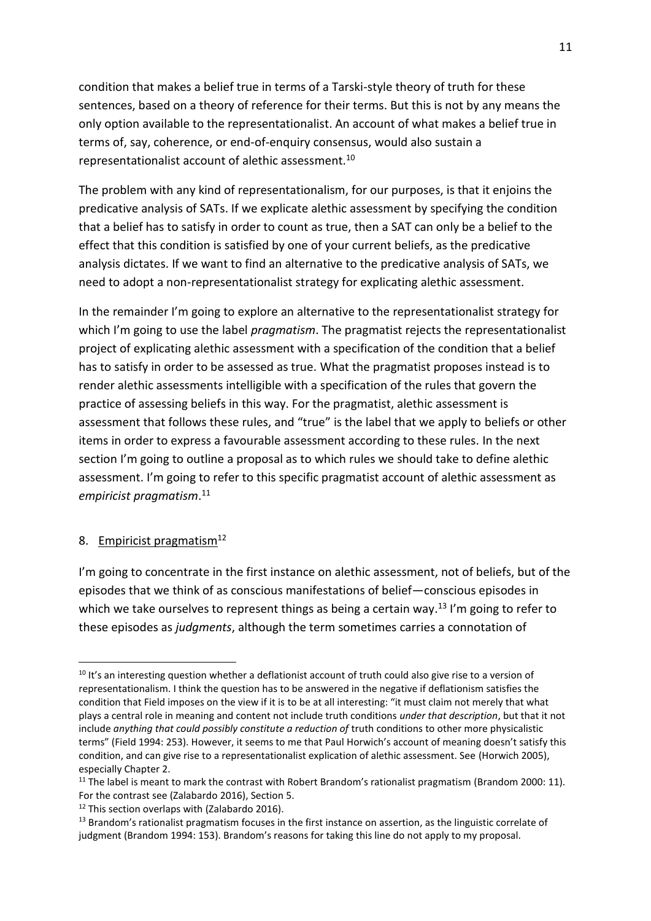condition that makes a belief true in terms of a Tarski-style theory of truth for these sentences, based on a theory of reference for their terms. But this is not by any means the only option available to the representationalist. An account of what makes a belief true in terms of, say, coherence, or end-of-enquiry consensus, would also sustain a representationalist account of alethic assessment.[10]

The problem with any kind of representationalism, for our purposes, is that it enjoins the predicative analysis of SATs. If we explicate alethic assessment by specifying the condition that a belief has to satisfy in order to count as true, then a SAT can only be a belief to the effect that this condition is satisfied by one of your current beliefs, as the predicative analysis dictates. If we want to find an alternative to the predicative analysis of SATs, we need to adopt a non-representationalist strategy for explicating alethic assessment.

In the remainder I'm going to explore an alternative to the representationalist strategy for which I'm going to use the label *pragmatism*. The pragmatist rejects the representationalist project of explicating alethic assessment with a specification of the condition that a belief has to satisfy in order to be assessed as true. What the pragmatist proposes instead is to render alethic assessments intelligible with a specification of the rules that govern the practice of assessing beliefs in this way. For the pragmatist, alethic assessment is assessment that follows these rules, and "true" is the label that we apply to beliefs or other items in order to express a favourable assessment according to these rules. In the next section I'm going to outline a proposal as to which rules we should take to define alethic assessment. I'm going to refer to this specific pragmatist account of alethic assessment as *empiricist pragmatism*.[11]

## 8. Empiricist pragmatism[12]

I'm going to concentrate in the first instance on alethic assessment, not of beliefs, but of the episodes that we think of as conscious manifestations of belief—conscious episodes in which we take ourselves to represent things as being a certain way.[13] I'm going to refer to these episodes as *judgments*, although the term sometimes carries a connotation of

---

[10] It's an interesting question whether a deflationist account of truth could also give rise to a version of representationalism. I think the question has to be answered in the negative if deflationism satisfies the condition that Field imposes on the view if it is to be at all interesting: "it must claim not merely that what plays a central role in meaning and content not include truth conditions *under that description*, but that it not include *anything that could possibly constitute a reduction of* truth conditions to other more physicalistic terms" (Field 1994: 253). However, it seems to me that Paul Horwich's account of meaning doesn't satisfy this condition, and can give rise to a representationalist explication of alethic assessment. See (Horwich 2005), especially Chapter 2.

[11] The label is meant to mark the contrast with Robert Brandom's rationalist pragmatism (Brandom 2000: 11). For the contrast see (Zalabardo 2016), Section 5.

[12] This section overlaps with (Zalabardo 2016).

[13] Brandom's rationalist pragmatism focuses in the first instance on assertion, as the linguistic correlate of judgment (Brandom 1994: 153). Brandom's reasons for taking this line do not apply to my proposal.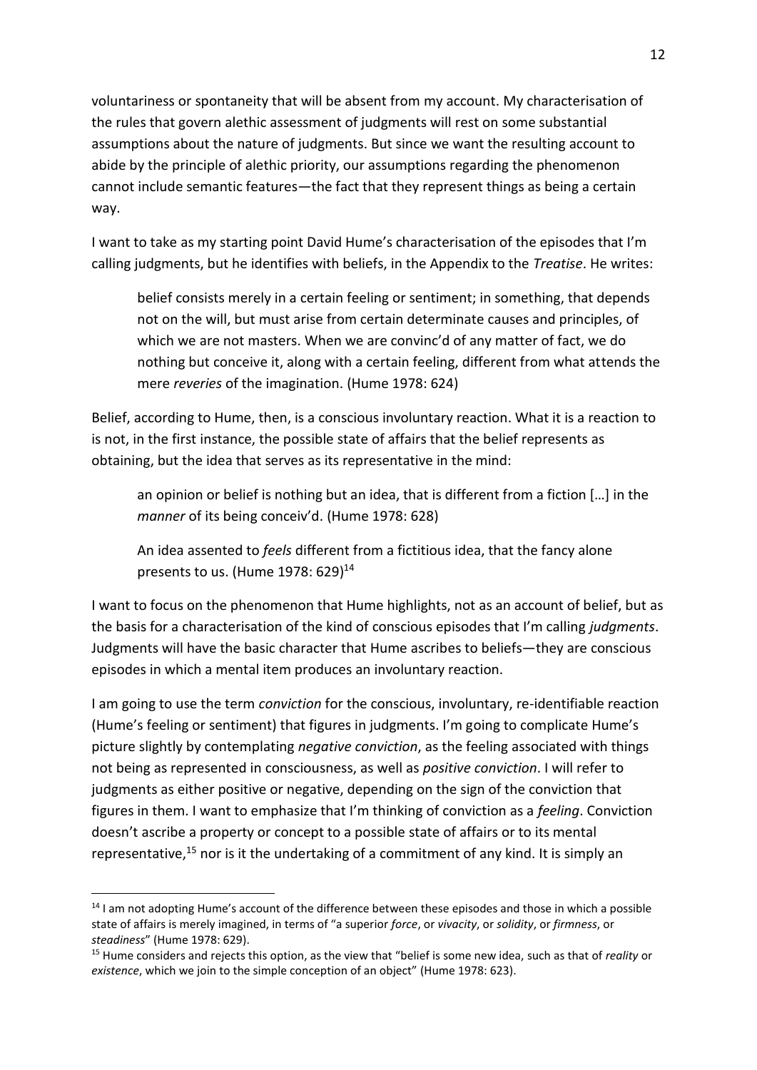voluntariness or spontaneity that will be absent from my account. My characterisation of the rules that govern alethic assessment of judgments will rest on some substantial assumptions about the nature of judgments. But since we want the resulting account to abide by the principle of alethic priority, our assumptions regarding the phenomenon cannot include semantic features—the fact that they represent things as being a certain way.

I want to take as my starting point David Hume's characterisation of the episodes that I'm calling judgments, but he identifies with beliefs, in the Appendix to the *Treatise*. He writes:

> belief consists merely in a certain feeling or sentiment; in something, that depends not on the will, but must arise from certain determinate causes and principles, of which we are not masters. When we are convinc'd of any matter of fact, we do nothing but conceive it, along with a certain feeling, different from what attends the mere *reveries* of the imagination. (Hume 1978: 624)

Belief, according to Hume, then, is a conscious involuntary reaction. What it is a reaction to is not, in the first instance, the possible state of affairs that the belief represents as obtaining, but the idea that serves as its representative in the mind:

> an opinion or belief is nothing but an idea, that is different from a fiction […] in the *manner* of its being conceiv'd. (Hume 1978: 628)

> An idea assented to *feels* different from a fictitious idea, that the fancy alone presents to us. (Hume 1978: 629)[14]

I want to focus on the phenomenon that Hume highlights, not as an account of belief, but as the basis for a characterisation of the kind of conscious episodes that I'm calling *judgments*. Judgments will have the basic character that Hume ascribes to beliefs—they are conscious episodes in which a mental item produces an involuntary reaction.

I am going to use the term *conviction* for the conscious, involuntary, re-identifiable reaction (Hume's feeling or sentiment) that figures in judgments. I'm going to complicate Hume's picture slightly by contemplating *negative conviction*, as the feeling associated with things not being as represented in consciousness, as well as *positive conviction*. I will refer to judgments as either positive or negative, depending on the sign of the conviction that figures in them. I want to emphasize that I'm thinking of conviction as a *feeling*. Conviction doesn't ascribe a property or concept to a possible state of affairs or to its mental representative,[15] nor is it the undertaking of a commitment of any kind. It is simply an

---

[14] I am not adopting Hume's account of the difference between these episodes and those in which a possible state of affairs is merely imagined, in terms of "a superior *force*, or *vivacity*, or *solidity*, or *firmness*, or *steadiness*" (Hume 1978: 629).

[15] Hume considers and rejects this option, as the view that "belief is some new idea, such as that of *reality* or *existence*, which we join to the simple conception of an object" (Hume 1978: 623).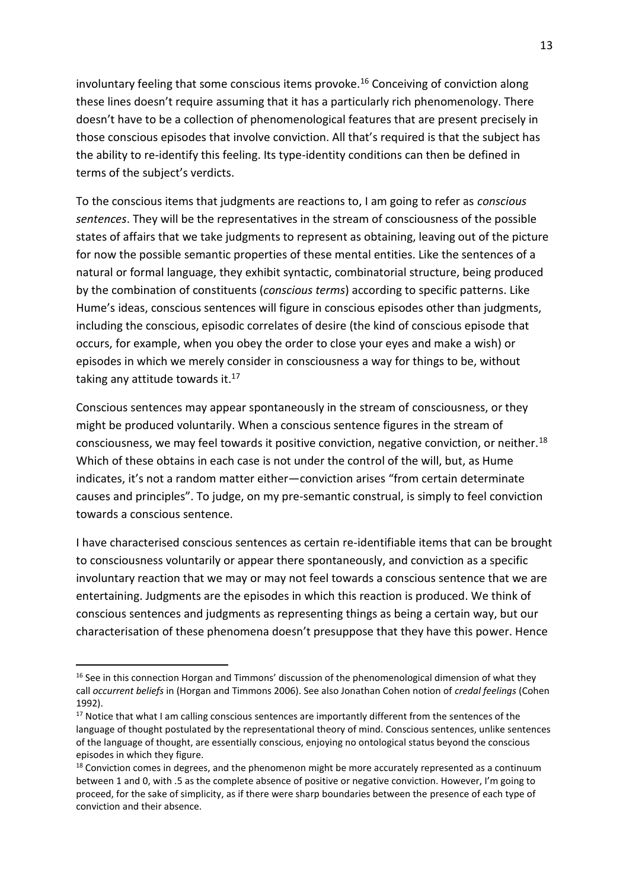involuntary feeling that some conscious items provoke.[16] Conceiving of conviction along these lines doesn't require assuming that it has a particularly rich phenomenology. There doesn't have to be a collection of phenomenological features that are present precisely in those conscious episodes that involve conviction. All that's required is that the subject has the ability to re-identify this feeling. Its type-identity conditions can then be defined in terms of the subject's verdicts.

To the conscious items that judgments are reactions to, I am going to refer as *conscious sentences*. They will be the representatives in the stream of consciousness of the possible states of affairs that we take judgments to represent as obtaining, leaving out of the picture for now the possible semantic properties of these mental entities. Like the sentences of a natural or formal language, they exhibit syntactic, combinatorial structure, being produced by the combination of constituents (*conscious terms*) according to specific patterns. Like Hume's ideas, conscious sentences will figure in conscious episodes other than judgments, including the conscious, episodic correlates of desire (the kind of conscious episode that occurs, for example, when you obey the order to close your eyes and make a wish) or episodes in which we merely consider in consciousness a way for things to be, without taking any attitude towards it.[17]

Conscious sentences may appear spontaneously in the stream of consciousness, or they might be produced voluntarily. When a conscious sentence figures in the stream of consciousness, we may feel towards it positive conviction, negative conviction, or neither.[18] Which of these obtains in each case is not under the control of the will, but, as Hume indicates, it's not a random matter either—conviction arises "from certain determinate causes and principles". To judge, on my pre-semantic construal, is simply to feel conviction towards a conscious sentence.

I have characterised conscious sentences as certain re-identifiable items that can be brought to consciousness voluntarily or appear there spontaneously, and conviction as a specific involuntary reaction that we may or may not feel towards a conscious sentence that we are entertaining. Judgments are the episodes in which this reaction is produced. We think of conscious sentences and judgments as representing things as being a certain way, but our characterisation of these phenomena doesn't presuppose that they have this power. Hence

---

[16] See in this connection Horgan and Timmons' discussion of the phenomenological dimension of what they call *occurrent beliefs* in (Horgan and Timmons 2006). See also Jonathan Cohen notion of *credal feelings* (Cohen 1992).

[17] Notice that what I am calling conscious sentences are importantly different from the sentences of the language of thought postulated by the representational theory of mind. Conscious sentences, unlike sentences of the language of thought, are essentially conscious, enjoying no ontological status beyond the conscious episodes in which they figure.

[18] Conviction comes in degrees, and the phenomenon might be more accurately represented as a continuum between 1 and 0, with .5 as the complete absence of positive or negative conviction. However, I'm going to proceed, for the sake of simplicity, as if there were sharp boundaries between the presence of each type of conviction and their absence.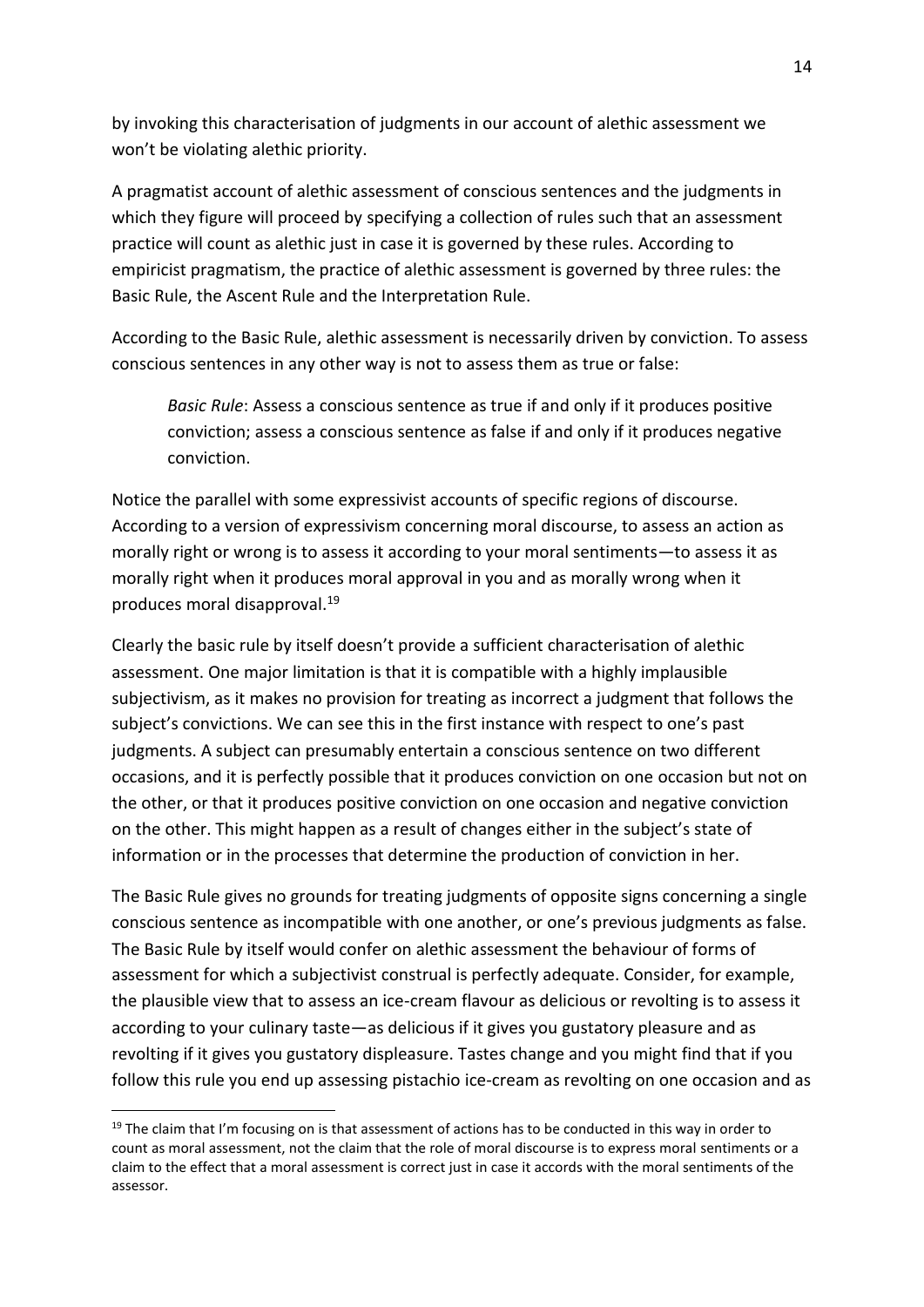by invoking this characterisation of judgments in our account of alethic assessment we won't be violating alethic priority.

A pragmatist account of alethic assessment of conscious sentences and the judgments in which they figure will proceed by specifying a collection of rules such that an assessment practice will count as alethic just in case it is governed by these rules. According to empiricist pragmatism, the practice of alethic assessment is governed by three rules: the Basic Rule, the Ascent Rule and the Interpretation Rule.

According to the Basic Rule, alethic assessment is necessarily driven by conviction. To assess conscious sentences in any other way is not to assess them as true or false:

> *Basic Rule*: Assess a conscious sentence as true if and only if it produces positive conviction; assess a conscious sentence as false if and only if it produces negative conviction.

Notice the parallel with some expressivist accounts of specific regions of discourse. According to a version of expressivism concerning moral discourse, to assess an action as morally right or wrong is to assess it according to your moral sentiments—to assess it as morally right when it produces moral approval in you and as morally wrong when it produces moral disapproval.[19]

Clearly the basic rule by itself doesn't provide a sufficient characterisation of alethic assessment. One major limitation is that it is compatible with a highly implausible subjectivism, as it makes no provision for treating as incorrect a judgment that follows the subject's convictions. We can see this in the first instance with respect to one's past judgments. A subject can presumably entertain a conscious sentence on two different occasions, and it is perfectly possible that it produces conviction on one occasion but not on the other, or that it produces positive conviction on one occasion and negative conviction on the other. This might happen as a result of changes either in the subject's state of information or in the processes that determine the production of conviction in her.

The Basic Rule gives no grounds for treating judgments of opposite signs concerning a single conscious sentence as incompatible with one another, or one's previous judgments as false. The Basic Rule by itself would confer on alethic assessment the behaviour of forms of assessment for which a subjectivist construal is perfectly adequate. Consider, for example, the plausible view that to assess an ice-cream flavour as delicious or revolting is to assess it according to your culinary taste—as delicious if it gives you gustatory pleasure and as revolting if it gives you gustatory displeasure. Tastes change and you might find that if you follow this rule you end up assessing pistachio ice-cream as revolting on one occasion and as

---

[19] The claim that I'm focusing on is that assessment of actions has to be conducted in this way in order to count as moral assessment, not the claim that the role of moral discourse is to express moral sentiments or a claim to the effect that a moral assessment is correct just in case it accords with the moral sentiments of the assessor.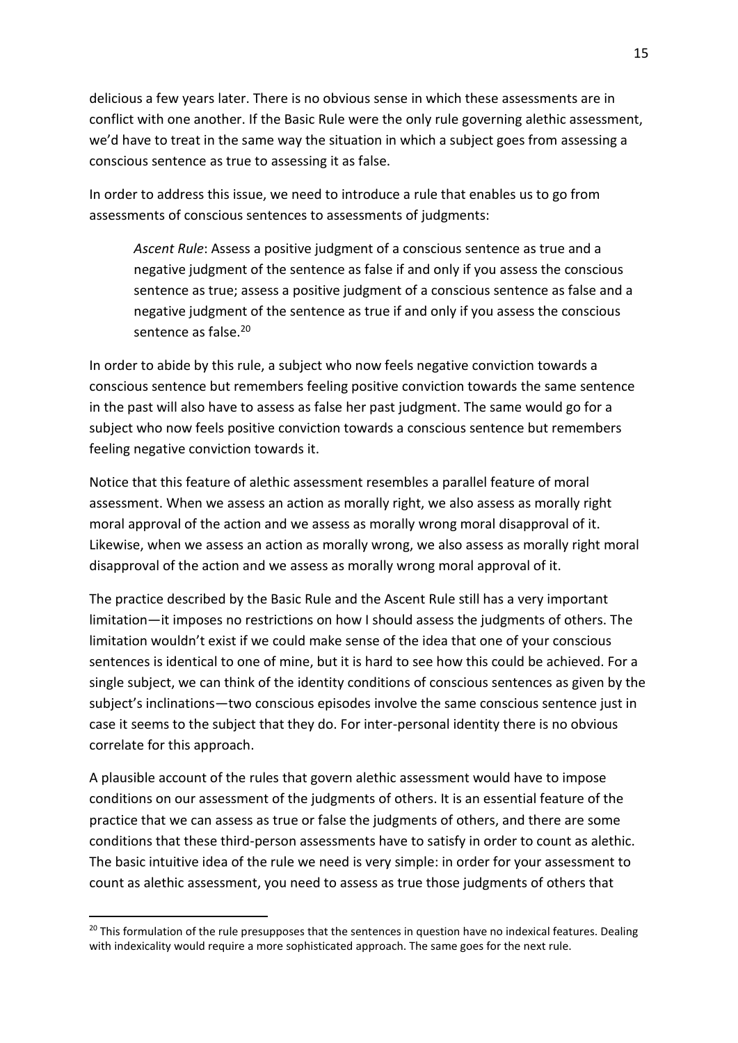delicious a few years later. There is no obvious sense in which these assessments are in conflict with one another. If the Basic Rule were the only rule governing alethic assessment, we'd have to treat in the same way the situation in which a subject goes from assessing a conscious sentence as true to assessing it as false.

In order to address this issue, we need to introduce a rule that enables us to go from assessments of conscious sentences to assessments of judgments:

> *Ascent Rule*: Assess a positive judgment of a conscious sentence as true and a negative judgment of the sentence as false if and only if you assess the conscious sentence as true; assess a positive judgment of a conscious sentence as false and a negative judgment of the sentence as true if and only if you assess the conscious sentence as false.[20]

In order to abide by this rule, a subject who now feels negative conviction towards a conscious sentence but remembers feeling positive conviction towards the same sentence in the past will also have to assess as false her past judgment. The same would go for a subject who now feels positive conviction towards a conscious sentence but remembers feeling negative conviction towards it.

Notice that this feature of alethic assessment resembles a parallel feature of moral assessment. When we assess an action as morally right, we also assess as morally right moral approval of the action and we assess as morally wrong moral disapproval of it. Likewise, when we assess an action as morally wrong, we also assess as morally right moral disapproval of the action and we assess as morally wrong moral approval of it.

The practice described by the Basic Rule and the Ascent Rule still has a very important limitation—it imposes no restrictions on how I should assess the judgments of others. The limitation wouldn't exist if we could make sense of the idea that one of your conscious sentences is identical to one of mine, but it is hard to see how this could be achieved. For a single subject, we can think of the identity conditions of conscious sentences as given by the subject's inclinations—two conscious episodes involve the same conscious sentence just in case it seems to the subject that they do. For inter-personal identity there is no obvious correlate for this approach.

A plausible account of the rules that govern alethic assessment would have to impose conditions on our assessment of the judgments of others. It is an essential feature of the practice that we can assess as true or false the judgments of others, and there are some conditions that these third-person assessments have to satisfy in order to count as alethic. The basic intuitive idea of the rule we need is very simple: in order for your assessment to count as alethic assessment, you need to assess as true those judgments of others that

---

[20] This formulation of the rule presupposes that the sentences in question have no indexical features. Dealing with indexicality would require a more sophisticated approach. The same goes for the next rule.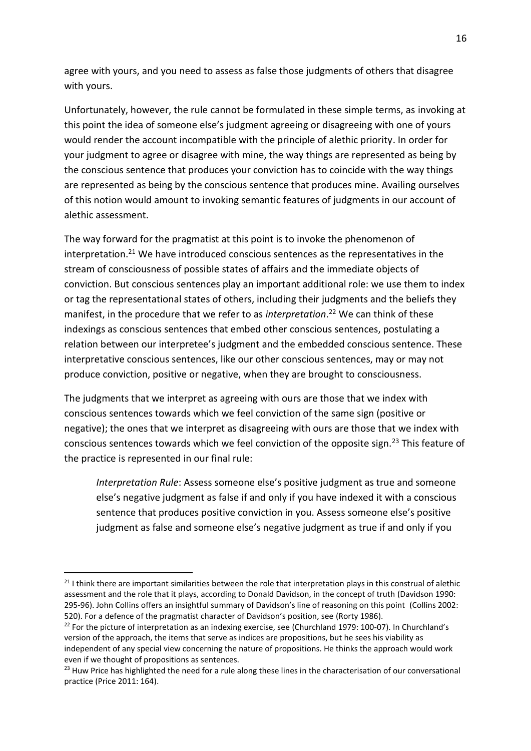agree with yours, and you need to assess as false those judgments of others that disagree with yours.

Unfortunately, however, the rule cannot be formulated in these simple terms, as invoking at this point the idea of someone else's judgment agreeing or disagreeing with one of yours would render the account incompatible with the principle of alethic priority. In order for your judgment to agree or disagree with mine, the way things are represented as being by the conscious sentence that produces your conviction has to coincide with the way things are represented as being by the conscious sentence that produces mine. Availing ourselves of this notion would amount to invoking semantic features of judgments in our account of alethic assessment.

The way forward for the pragmatist at this point is to invoke the phenomenon of interpretation.[21] We have introduced conscious sentences as the representatives in the stream of consciousness of possible states of affairs and the immediate objects of conviction. But conscious sentences play an important additional role: we use them to index or tag the representational states of others, including their judgments and the beliefs they manifest, in the procedure that we refer to as *interpretation*.[22] We can think of these indexings as conscious sentences that embed other conscious sentences, postulating a relation between our interpretee's judgment and the embedded conscious sentence. These interpretative conscious sentences, like our other conscious sentences, may or may not produce conviction, positive or negative, when they are brought to consciousness.

The judgments that we interpret as agreeing with ours are those that we index with conscious sentences towards which we feel conviction of the same sign (positive or negative); the ones that we interpret as disagreeing with ours are those that we index with conscious sentences towards which we feel conviction of the opposite sign.[23] This feature of the practice is represented in our final rule:

> *Interpretation Rule*: Assess someone else's positive judgment as true and someone else's negative judgment as false if and only if you have indexed it with a conscious sentence that produces positive conviction in you. Assess someone else's positive judgment as false and someone else's negative judgment as true if and only if you

---

[21] I think there are important similarities between the role that interpretation plays in this construal of alethic assessment and the role that it plays, according to Donald Davidson, in the concept of truth (Davidson 1990: 295-96). John Collins offers an insightful summary of Davidson's line of reasoning on this point (Collins 2002: 520). For a defence of the pragmatist character of Davidson's position, see (Rorty 1986).

[22] For the picture of interpretation as an indexing exercise, see (Churchland 1979: 100-07). In Churchland's version of the approach, the items that serve as indices are propositions, but he sees his viability as independent of any special view concerning the nature of propositions. He thinks the approach would work even if we thought of propositions as sentences.

[23] Huw Price has highlighted the need for a rule along these lines in the characterisation of our conversational practice (Price 2011: 164).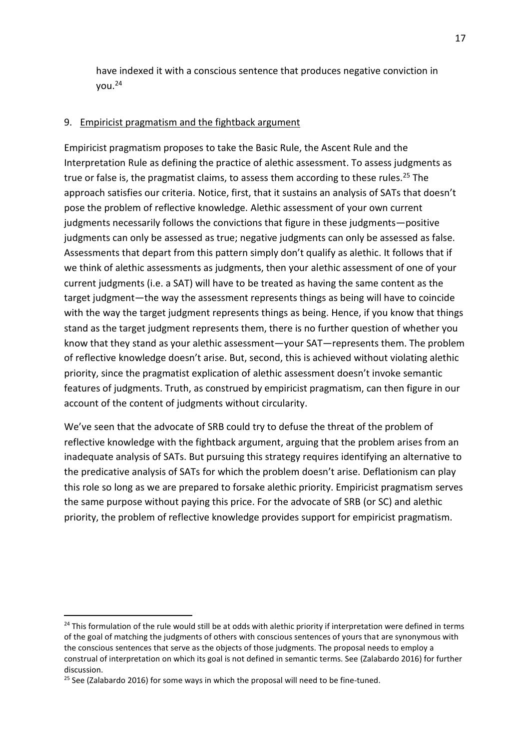have indexed it with a conscious sentence that produces negative conviction in you.[24]

## 9. Empiricist pragmatism and the fightback argument

Empiricist pragmatism proposes to take the Basic Rule, the Ascent Rule and the Interpretation Rule as defining the practice of alethic assessment. To assess judgments as true or false is, the pragmatist claims, to assess them according to these rules.[25] The approach satisfies our criteria. Notice, first, that it sustains an analysis of SATs that doesn't pose the problem of reflective knowledge. Alethic assessment of your own current judgments necessarily follows the convictions that figure in these judgments—positive judgments can only be assessed as true; negative judgments can only be assessed as false. Assessments that depart from this pattern simply don't qualify as alethic. It follows that if we think of alethic assessments as judgments, then your alethic assessment of one of your current judgments (i.e. a SAT) will have to be treated as having the same content as the target judgment—the way the assessment represents things as being will have to coincide with the way the target judgment represents things as being. Hence, if you know that things stand as the target judgment represents them, there is no further question of whether you know that they stand as your alethic assessment—your SAT—represents them. The problem of reflective knowledge doesn't arise. But, second, this is achieved without violating alethic priority, since the pragmatist explication of alethic assessment doesn't invoke semantic features of judgments. Truth, as construed by empiricist pragmatism, can then figure in our account of the content of judgments without circularity.

We've seen that the advocate of SRB could try to defuse the threat of the problem of reflective knowledge with the fightback argument, arguing that the problem arises from an inadequate analysis of SATs. But pursuing this strategy requires identifying an alternative to the predicative analysis of SATs for which the problem doesn't arise. Deflationism can play this role so long as we are prepared to forsake alethic priority. Empiricist pragmatism serves the same purpose without paying this price. For the advocate of SRB (or SC) and alethic priority, the problem of reflective knowledge provides support for empiricist pragmatism.

---

[24] This formulation of the rule would still be at odds with alethic priority if interpretation were defined in terms of the goal of matching the judgments of others with conscious sentences of yours that are synonymous with the conscious sentences that serve as the objects of those judgments. The proposal needs to employ a construal of interpretation on which its goal is not defined in semantic terms. See (Zalabardo 2016) for further discussion.

[25] See (Zalabardo 2016) for some ways in which the proposal will need to be fine-tuned.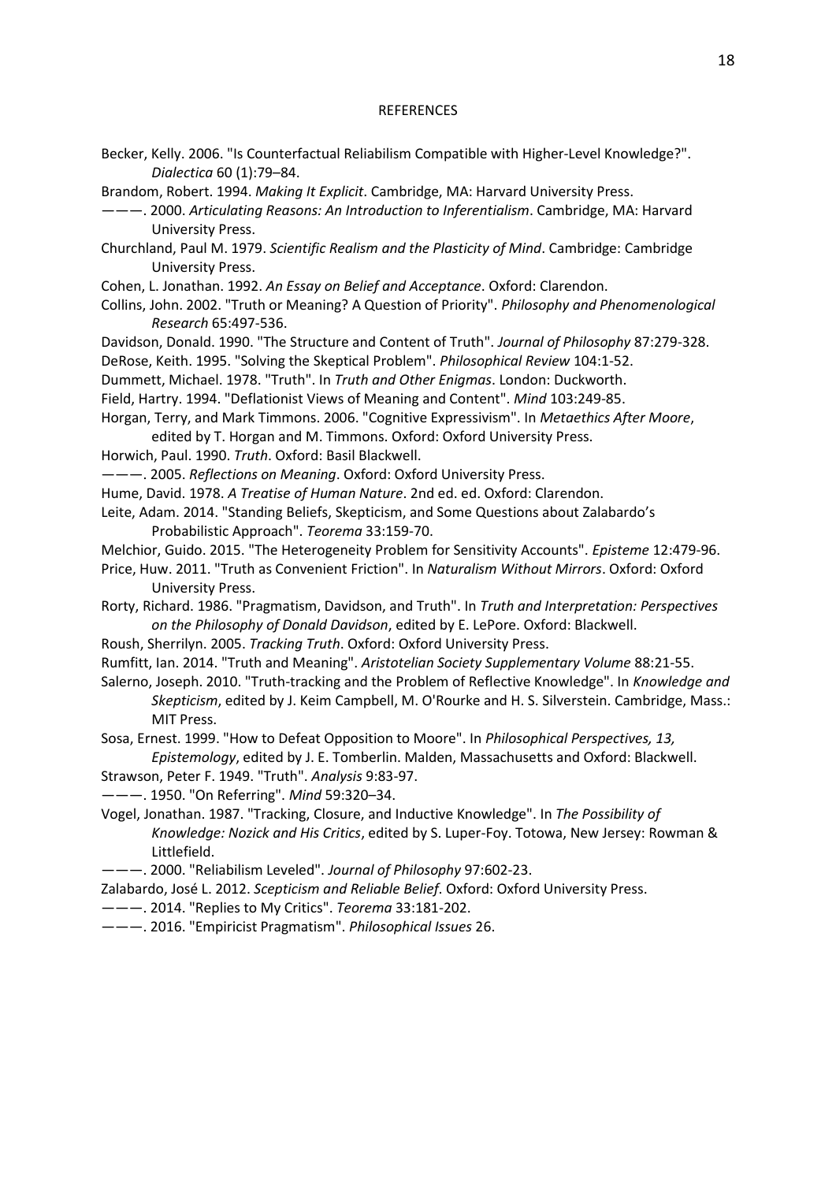REFERENCES

Becker, Kelly. 2006. "Is Counterfactual Reliabilism Compatible with Higher-Level Knowledge?". *Dialectica* 60 (1):79–84.

Brandom, Robert. 1994. *Making It Explicit*. Cambridge, MA: Harvard University Press.

———. 2000. *Articulating Reasons: An Introduction to Inferentialism*. Cambridge, MA: Harvard University Press.

Churchland, Paul M. 1979. *Scientific Realism and the Plasticity of Mind*. Cambridge: Cambridge University Press.

Cohen, L. Jonathan. 1992. *An Essay on Belief and Acceptance*. Oxford: Clarendon.

Collins, John. 2002. "Truth or Meaning? A Question of Priority". *Philosophy and Phenomenological Research* 65:497-536.

Davidson, Donald. 1990. "The Structure and Content of Truth". *Journal of Philosophy* 87:279-328.

DeRose, Keith. 1995. "Solving the Skeptical Problem". *Philosophical Review* 104:1-52.

Dummett, Michael. 1978. "Truth". In *Truth and Other Enigmas*. London: Duckworth.

Field, Hartry. 1994. "Deflationist Views of Meaning and Content". *Mind* 103:249-85.

Horgan, Terry, and Mark Timmons. 2006. "Cognitive Expressivism". In *Metaethics After Moore*, edited by T. Horgan and M. Timmons. Oxford: Oxford University Press.

Horwich, Paul. 1990. *Truth*. Oxford: Basil Blackwell.

———. 2005. *Reflections on Meaning*. Oxford: Oxford University Press.

Hume, David. 1978. *A Treatise of Human Nature*. 2nd ed. ed. Oxford: Clarendon.

Leite, Adam. 2014. "Standing Beliefs, Skepticism, and Some Questions about Zalabardo's Probabilistic Approach". *Teorema* 33:159-70.

Melchior, Guido. 2015. "The Heterogeneity Problem for Sensitivity Accounts". *Episteme* 12:479-96.

Price, Huw. 2011. "Truth as Convenient Friction". In *Naturalism Without Mirrors*. Oxford: Oxford University Press.

Rorty, Richard. 1986. "Pragmatism, Davidson, and Truth". In *Truth and Interpretation: Perspectives on the Philosophy of Donald Davidson*, edited by E. LePore. Oxford: Blackwell.

Roush, Sherrilyn. 2005. *Tracking Truth*. Oxford: Oxford University Press.

Rumfitt, Ian. 2014. "Truth and Meaning". *Aristotelian Society Supplementary Volume* 88:21-55.

Salerno, Joseph. 2010. "Truth-tracking and the Problem of Reflective Knowledge". In *Knowledge and Skepticism*, edited by J. Keim Campbell, M. O'Rourke and H. S. Silverstein. Cambridge, Mass.: MIT Press.

Sosa, Ernest. 1999. "How to Defeat Opposition to Moore". In *Philosophical Perspectives, 13, Epistemology*, edited by J. E. Tomberlin. Malden, Massachusetts and Oxford: Blackwell.

Strawson, Peter F. 1949. "Truth". *Analysis* 9:83-97.

———. 1950. "On Referring". *Mind* 59:320–34.

Vogel, Jonathan. 1987. "Tracking, Closure, and Inductive Knowledge". In *The Possibility of Knowledge: Nozick and His Critics*, edited by S. Luper-Foy. Totowa, New Jersey: Rowman & Littlefield.

———. 2000. "Reliabilism Leveled". *Journal of Philosophy* 97:602-23.

Zalabardo, José L. 2012. *Scepticism and Reliable Belief*. Oxford: Oxford University Press.

———. 2014. "Replies to My Critics". *Teorema* 33:181-202.

———. 2016. "Empiricist Pragmatism". *Philosophical Issues* 26.